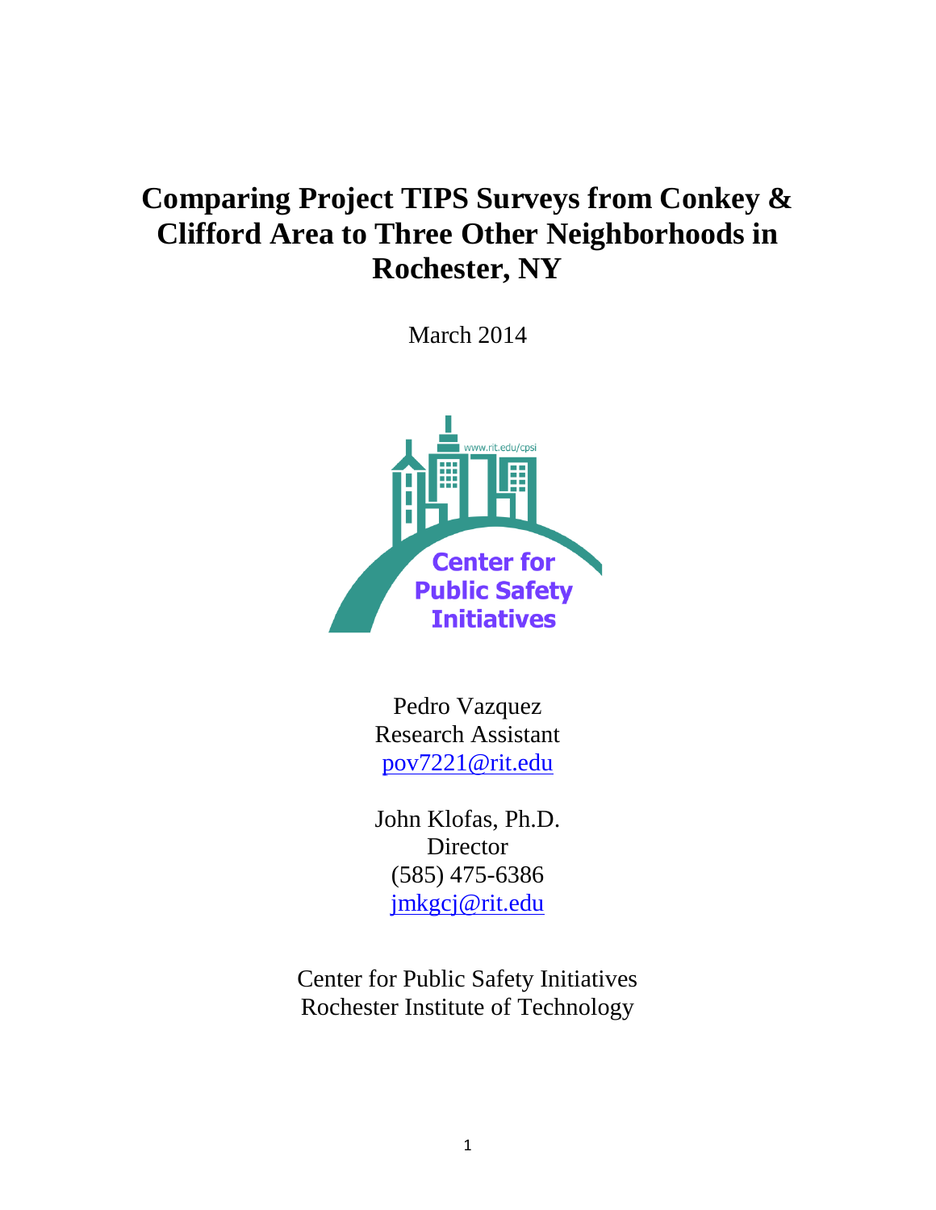# Comparing Project TIPS Surveys from Conkey & Clifford Area to Three Other Neighborhoods in Rochester, NY

March 2014

Center for Public Safety Initiatives

Pedro Vazquez
Research Assistant
pov7221@rit.edu

John Klofas, Ph.D.
Director
(585) 475-6386
jmkgcj@rit.edu

Center for Public Safety Initiatives
Rochester Institute of Technology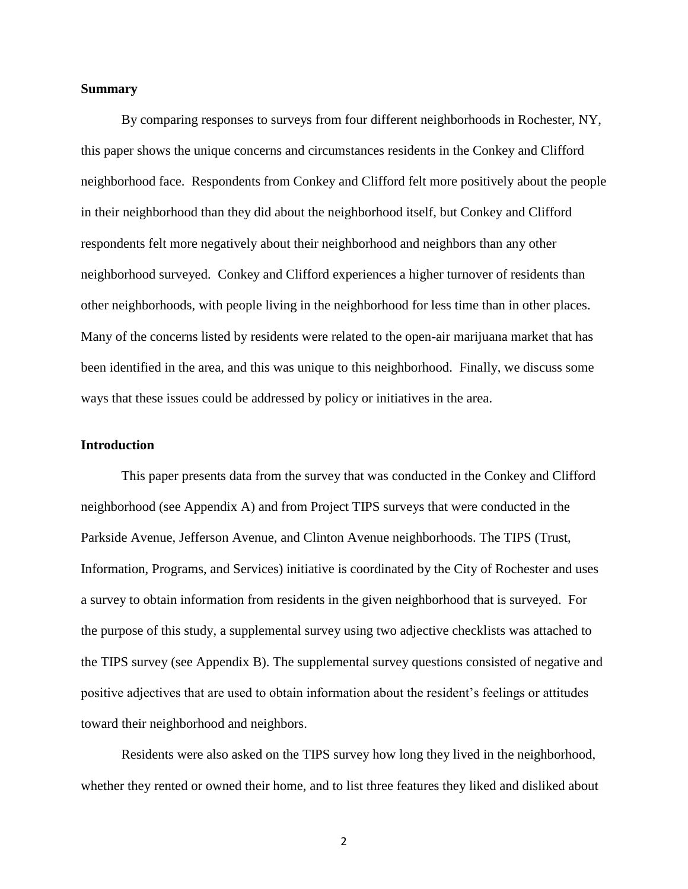## Summary

By comparing responses to surveys from four different neighborhoods in Rochester, NY, this paper shows the unique concerns and circumstances residents in the Conkey and Clifford neighborhood face. Respondents from Conkey and Clifford felt more positively about the people in their neighborhood than they did about the neighborhood itself, but Conkey and Clifford respondents felt more negatively about their neighborhood and neighbors than any other neighborhood surveyed. Conkey and Clifford experiences a higher turnover of residents than other neighborhoods, with people living in the neighborhood for less time than in other places. Many of the concerns listed by residents were related to the open-air marijuana market that has been identified in the area, and this was unique to this neighborhood. Finally, we discuss some ways that these issues could be addressed by policy or initiatives in the area.

## Introduction

This paper presents data from the survey that was conducted in the Conkey and Clifford neighborhood (see Appendix A) and from Project TIPS surveys that were conducted in the Parkside Avenue, Jefferson Avenue, and Clinton Avenue neighborhoods. The TIPS (Trust, Information, Programs, and Services) initiative is coordinated by the City of Rochester and uses a survey to obtain information from residents in the given neighborhood that is surveyed. For the purpose of this study, a supplemental survey using two adjective checklists was attached to the TIPS survey (see Appendix B). The supplemental survey questions consisted of negative and positive adjectives that are used to obtain information about the resident's feelings or attitudes toward their neighborhood and neighbors.

Residents were also asked on the TIPS survey how long they lived in the neighborhood, whether they rented or owned their home, and to list three features they liked and disliked about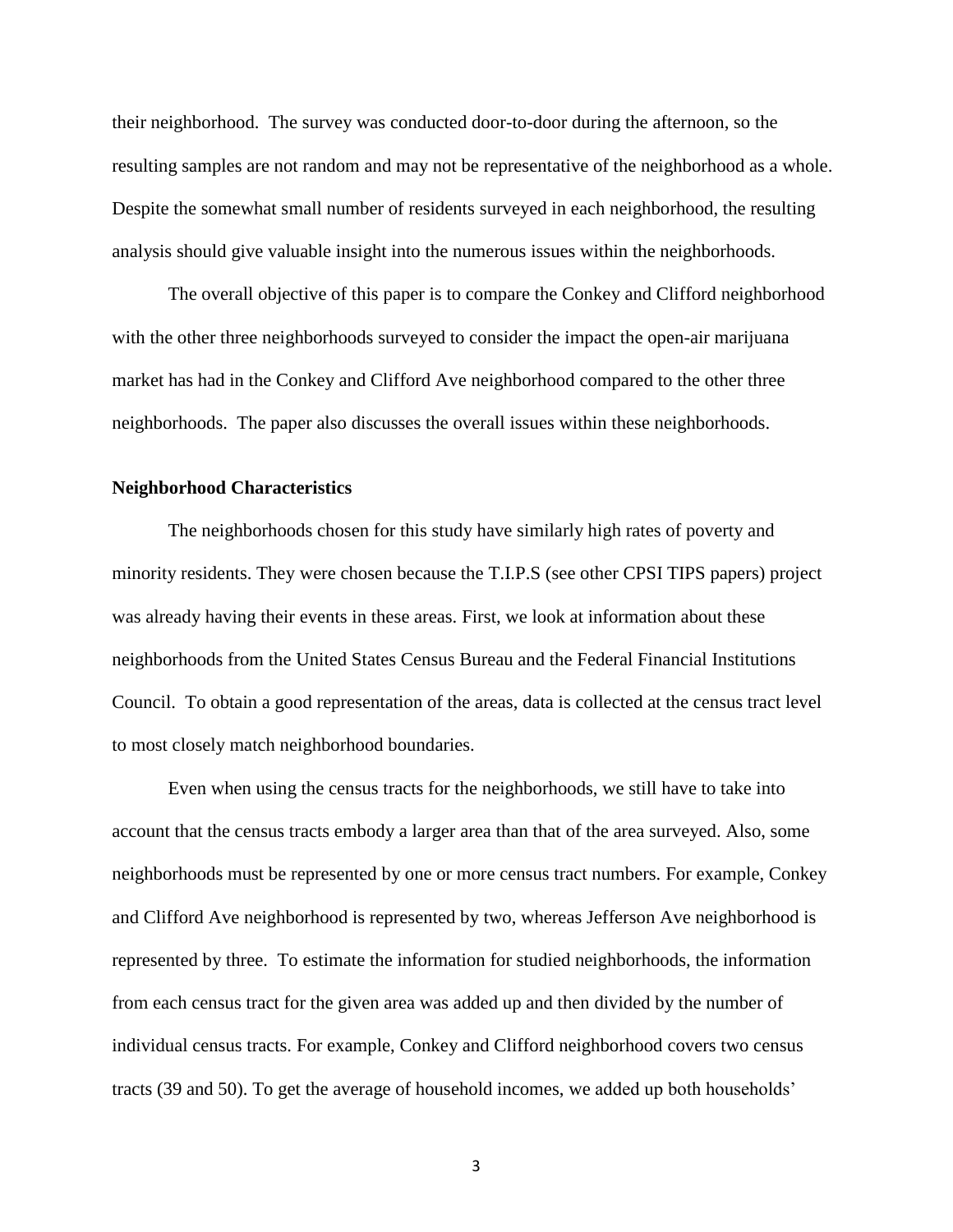their neighborhood. The survey was conducted door-to-door during the afternoon, so the resulting samples are not random and may not be representative of the neighborhood as a whole. Despite the somewhat small number of residents surveyed in each neighborhood, the resulting analysis should give valuable insight into the numerous issues within the neighborhoods.

The overall objective of this paper is to compare the Conkey and Clifford neighborhood with the other three neighborhoods surveyed to consider the impact the open-air marijuana market has had in the Conkey and Clifford Ave neighborhood compared to the other three neighborhoods. The paper also discusses the overall issues within these neighborhoods.

**Neighborhood Characteristics**

The neighborhoods chosen for this study have similarly high rates of poverty and minority residents. They were chosen because the T.I.P.S (see other CPSI TIPS papers) project was already having their events in these areas. First, we look at information about these neighborhoods from the United States Census Bureau and the Federal Financial Institutions Council. To obtain a good representation of the areas, data is collected at the census tract level to most closely match neighborhood boundaries.

Even when using the census tracts for the neighborhoods, we still have to take into account that the census tracts embody a larger area than that of the area surveyed. Also, some neighborhoods must be represented by one or more census tract numbers. For example, Conkey and Clifford Ave neighborhood is represented by two, whereas Jefferson Ave neighborhood is represented by three. To estimate the information for studied neighborhoods, the information from each census tract for the given area was added up and then divided by the number of individual census tracts. For example, Conkey and Clifford neighborhood covers two census tracts (39 and 50). To get the average of household incomes, we added up both households'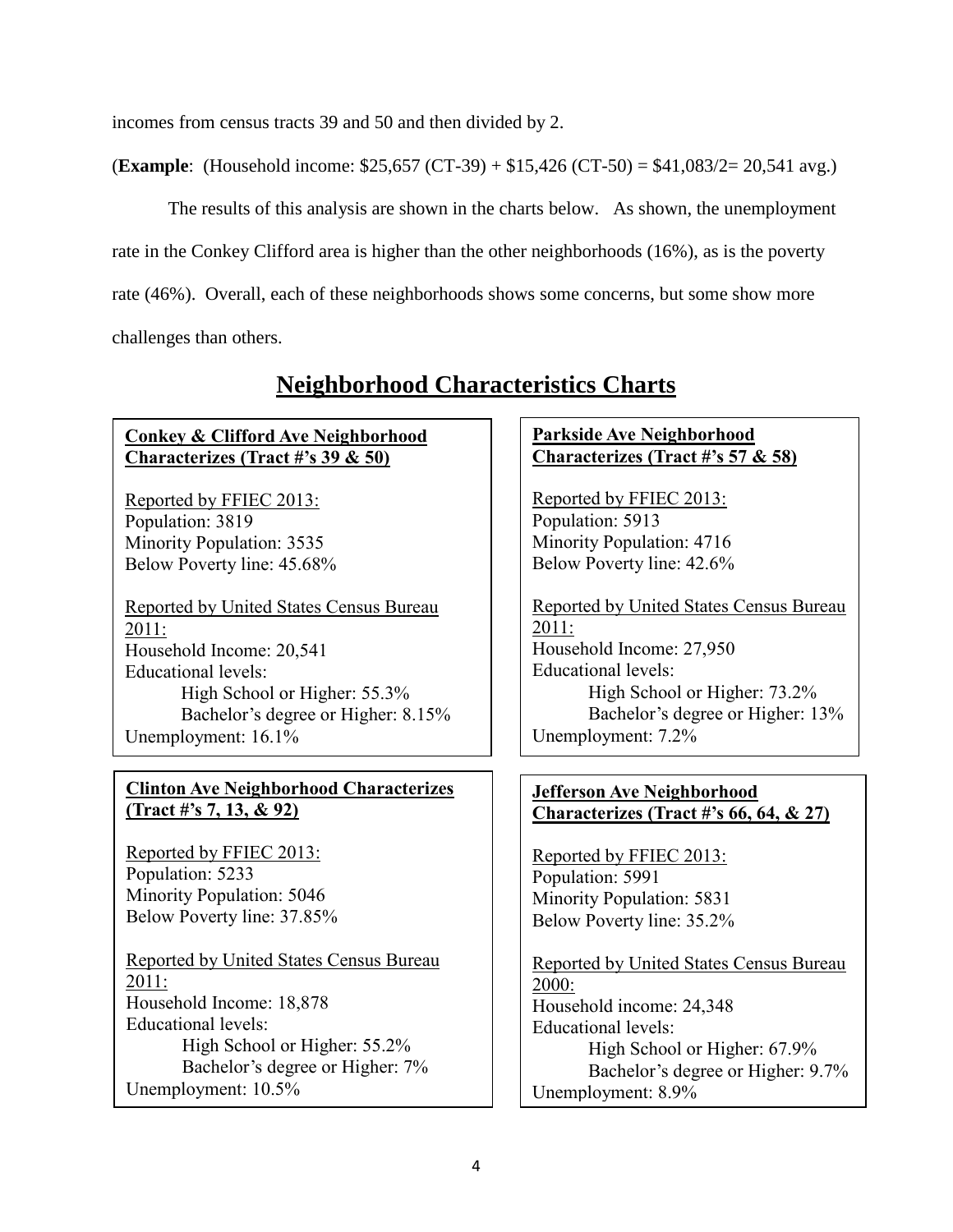incomes from census tracts 39 and 50 and then divided by 2.

(**Example**: (Household income: $25,657 (CT-39) + $15,426 (CT-50) = $41,083/2= 20,541 avg.)

The results of this analysis are shown in the charts below. As shown, the unemployment rate in the Conkey Clifford area is higher than the other neighborhoods (16%), as is the poverty rate (46%). Overall, each of these neighborhoods shows some concerns, but some show more challenges than others.

## Neighborhood Characteristics Charts

**Conkey & Clifford Ave Neighborhood Characterizes (Tract #'s 39 & 50)**

Reported by FFIEC 2013:
Population: 3819
Minority Population: 3535
Below Poverty line: 45.68%

Reported by United States Census Bureau 2011:
Household Income: 20,541
Educational levels:
- High School or Higher: 55.3%
- Bachelor's degree or Higher: 8.15%

Unemployment: 16.1%

**Parkside Ave Neighborhood Characterizes (Tract #'s 57 & 58)**

Reported by FFIEC 2013:
Population: 5913
Minority Population: 4716
Below Poverty line: 42.6%

Reported by United States Census Bureau 2011:
Household Income: 27,950
Educational levels:
- High School or Higher: 73.2%
- Bachelor's degree or Higher: 13%

Unemployment: 7.2%

**Clinton Ave Neighborhood Characterizes (Tract #'s 7, 13, & 92)**

Reported by FFIEC 2013:
Population: 5233
Minority Population: 5046
Below Poverty line: 37.85%

Reported by United States Census Bureau 2011:
Household Income: 18,878
Educational levels:
- High School or Higher: 55.2%
- Bachelor's degree or Higher: 7%

Unemployment: 10.5%

**Jefferson Ave Neighborhood Characterizes (Tract #'s 66, 64, & 27)**

Reported by FFIEC 2013:
Population: 5991
Minority Population: 5831
Below Poverty line: 35.2%

Reported by United States Census Bureau 2000:
Household income: 24,348
Educational levels:
- High School or Higher: 67.9%
- Bachelor's degree or Higher: 9.7%

Unemployment: 8.9%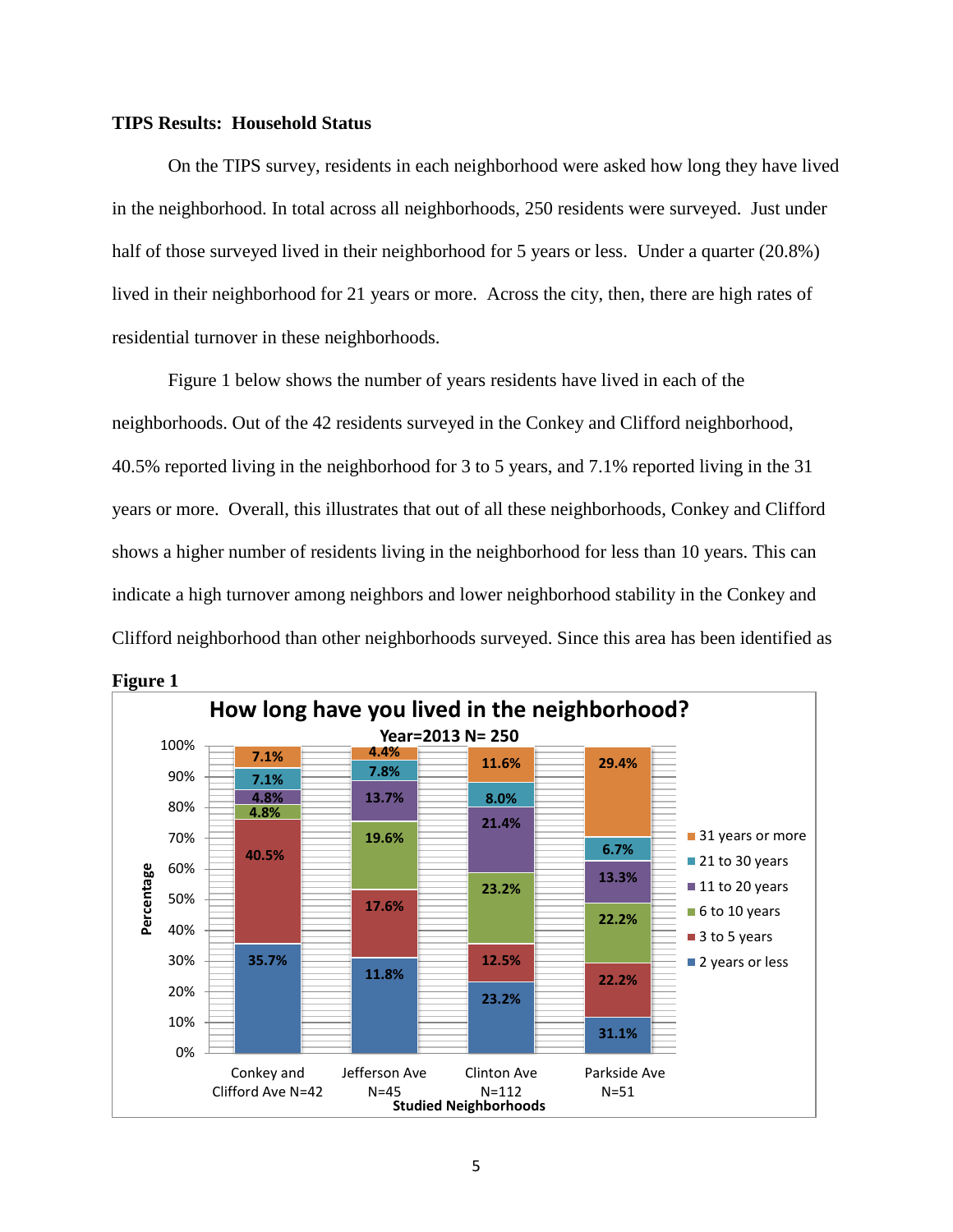**TIPS Results: Household Status**

On the TIPS survey, residents in each neighborhood were asked how long they have lived in the neighborhood. In total across all neighborhoods, 250 residents were surveyed. Just under half of those surveyed lived in their neighborhood for 5 years or less. Under a quarter (20.8%) lived in their neighborhood for 21 years or more. Across the city, then, there are high rates of residential turnover in these neighborhoods.

Figure 1 below shows the number of years residents have lived in each of the neighborhoods. Out of the 42 residents surveyed in the Conkey and Clifford neighborhood, 40.5% reported living in the neighborhood for 3 to 5 years, and 7.1% reported living in the 31 years or more. Overall, this illustrates that out of all these neighborhoods, Conkey and Clifford shows a higher number of residents living in the neighborhood for less than 10 years. This can indicate a high turnover among neighbors and lower neighborhood stability in the Conkey and Clifford neighborhood than other neighborhoods surveyed. Since this area has been identified as

**Figure 1**

How long have you lived in the neighborhood?
Year=2013 N= 250

| Studied Neighborhoods | 2 years or less | 3 to 5 years | 6 to 10 years | 11 to 20 years | 21 to 30 years | 31 years or more |
|---|---|---|---|---|---|---|
| Conkey and Clifford Ave N=42 | 35.7% | 40.5% | 4.8% | 4.8% | 7.1% | 7.1% |
| Jefferson Ave N=45 | 11.8% | 17.6% | 19.6% | 13.7% | 7.8% | 4.4% |
| Clinton Ave N=112 | 23.2% | 12.5% | 23.2% | 21.4% | 8.0% | 11.6% |
| Parkside Ave N=51 | 31.1% | 22.2% | 22.2% | 13.3% | 6.7% | 29.4% |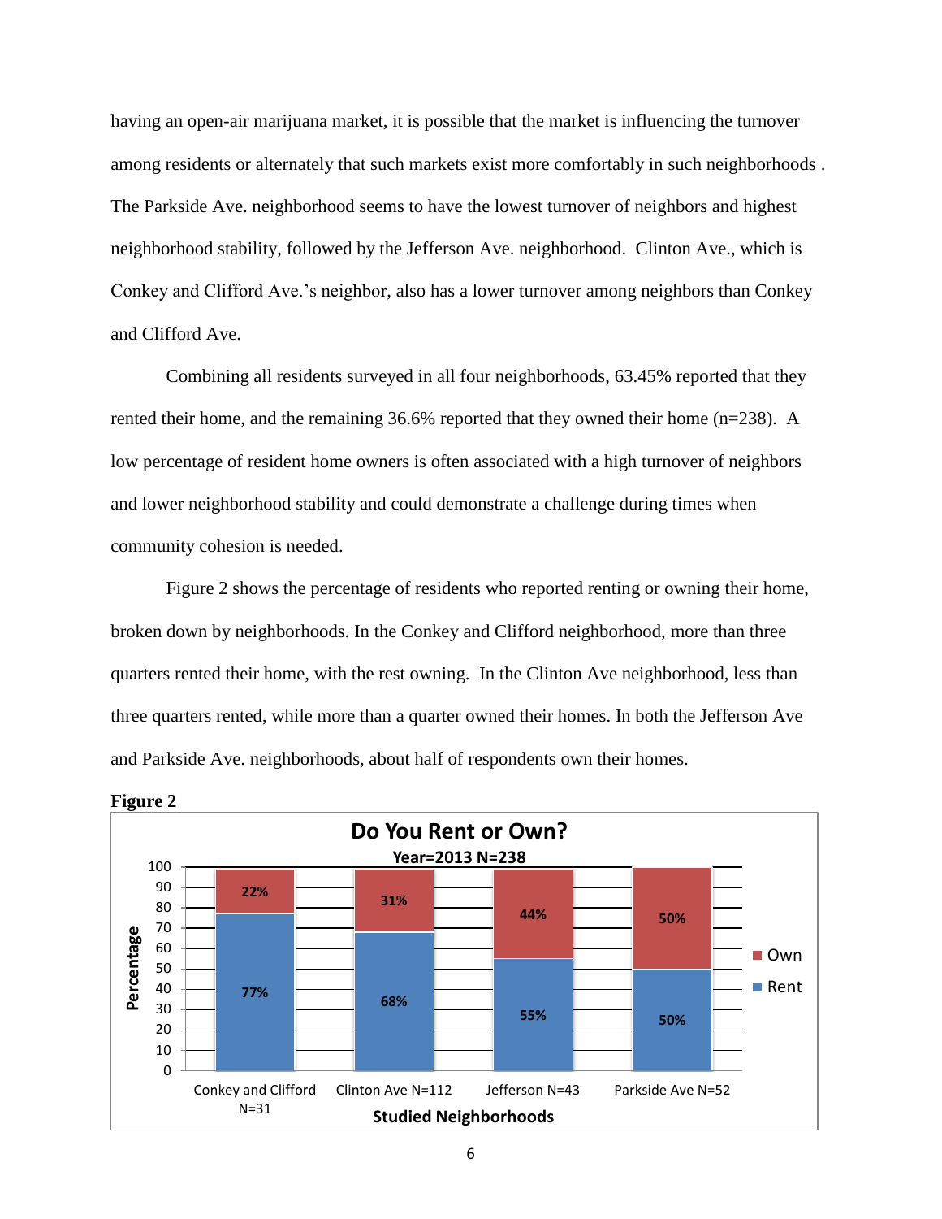having an open-air marijuana market, it is possible that the market is influencing the turnover among residents or alternately that such markets exist more comfortably in such neighborhoods . The Parkside Ave. neighborhood seems to have the lowest turnover of neighbors and highest neighborhood stability, followed by the Jefferson Ave. neighborhood. Clinton Ave., which is Conkey and Clifford Ave.'s neighbor, also has a lower turnover among neighbors than Conkey and Clifford Ave.

Combining all residents surveyed in all four neighborhoods, 63.45% reported that they rented their home, and the remaining 36.6% reported that they owned their home (n=238). A low percentage of resident home owners is often associated with a high turnover of neighbors and lower neighborhood stability and could demonstrate a challenge during times when community cohesion is needed.

Figure 2 shows the percentage of residents who reported renting or owning their home, broken down by neighborhoods. In the Conkey and Clifford neighborhood, more than three quarters rented their home, with the rest owning. In the Clinton Ave neighborhood, less than three quarters rented, while more than a quarter owned their homes. In both the Jefferson Ave and Parkside Ave. neighborhoods, about half of respondents own their homes.

**Figure 2**

**Do You Rent or Own?**
**Year=2013 N=238**

| Studied Neighborhoods | Rent | Own |
|---|---|---|
| Conkey and Clifford N=31 | 77% | 22% |
| Clinton Ave N=112 | 68% | 31% |
| Jefferson N=43 | 55% | 44% |
| Parkside Ave N=52 | 50% | 50% |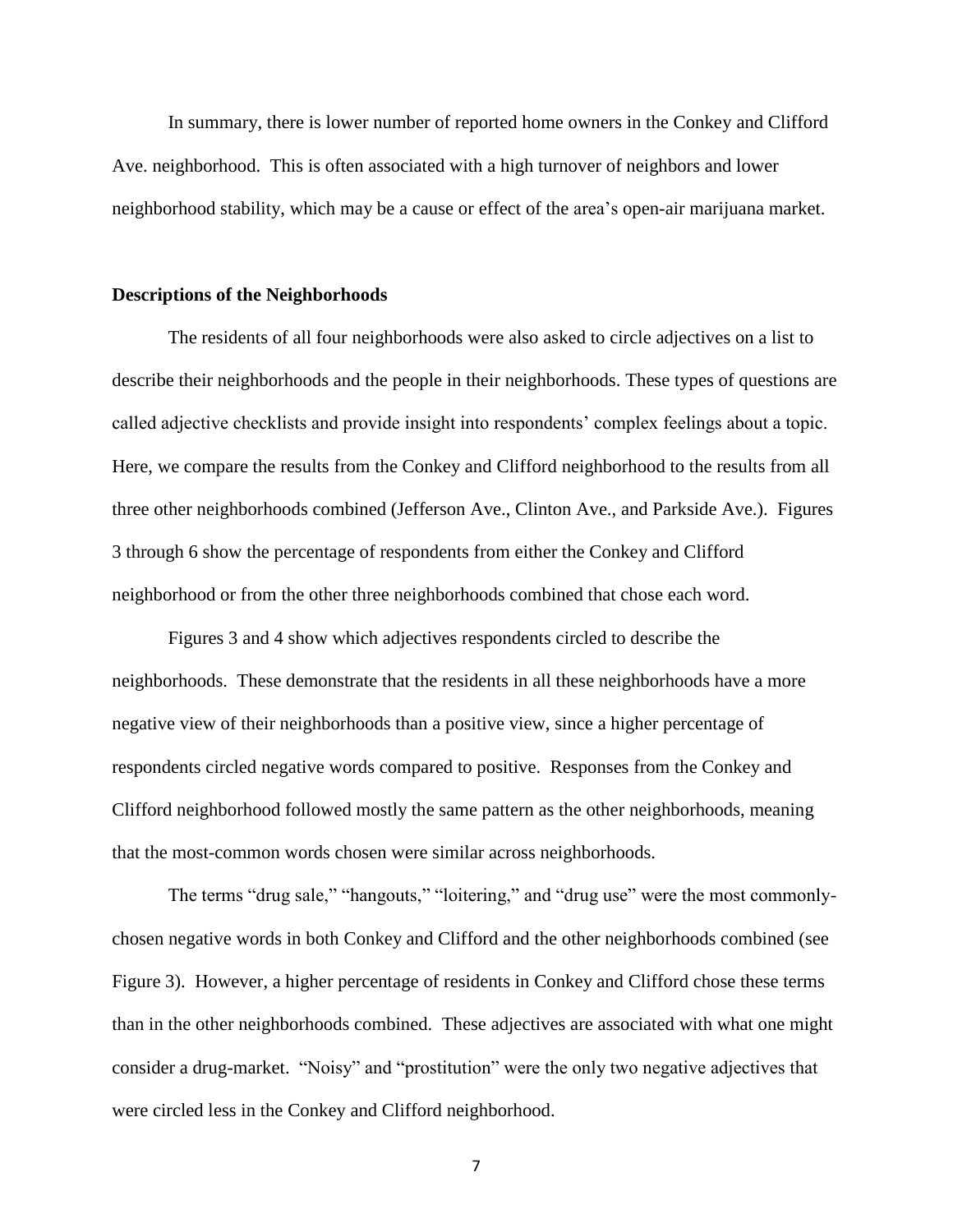In summary, there is lower number of reported home owners in the Conkey and Clifford Ave. neighborhood. This is often associated with a high turnover of neighbors and lower neighborhood stability, which may be a cause or effect of the area's open-air marijuana market.

**Descriptions of the Neighborhoods**

The residents of all four neighborhoods were also asked to circle adjectives on a list to describe their neighborhoods and the people in their neighborhoods. These types of questions are called adjective checklists and provide insight into respondents' complex feelings about a topic. Here, we compare the results from the Conkey and Clifford neighborhood to the results from all three other neighborhoods combined (Jefferson Ave., Clinton Ave., and Parkside Ave.). Figures 3 through 6 show the percentage of respondents from either the Conkey and Clifford neighborhood or from the other three neighborhoods combined that chose each word.

Figures 3 and 4 show which adjectives respondents circled to describe the neighborhoods. These demonstrate that the residents in all these neighborhoods have a more negative view of their neighborhoods than a positive view, since a higher percentage of respondents circled negative words compared to positive. Responses from the Conkey and Clifford neighborhood followed mostly the same pattern as the other neighborhoods, meaning that the most-common words chosen were similar across neighborhoods.

The terms "drug sale," "hangouts," "loitering," and "drug use" were the most commonly-chosen negative words in both Conkey and Clifford and the other neighborhoods combined (see Figure 3). However, a higher percentage of residents in Conkey and Clifford chose these terms than in the other neighborhoods combined. These adjectives are associated with what one might consider a drug-market. "Noisy" and "prostitution" were the only two negative adjectives that were circled less in the Conkey and Clifford neighborhood.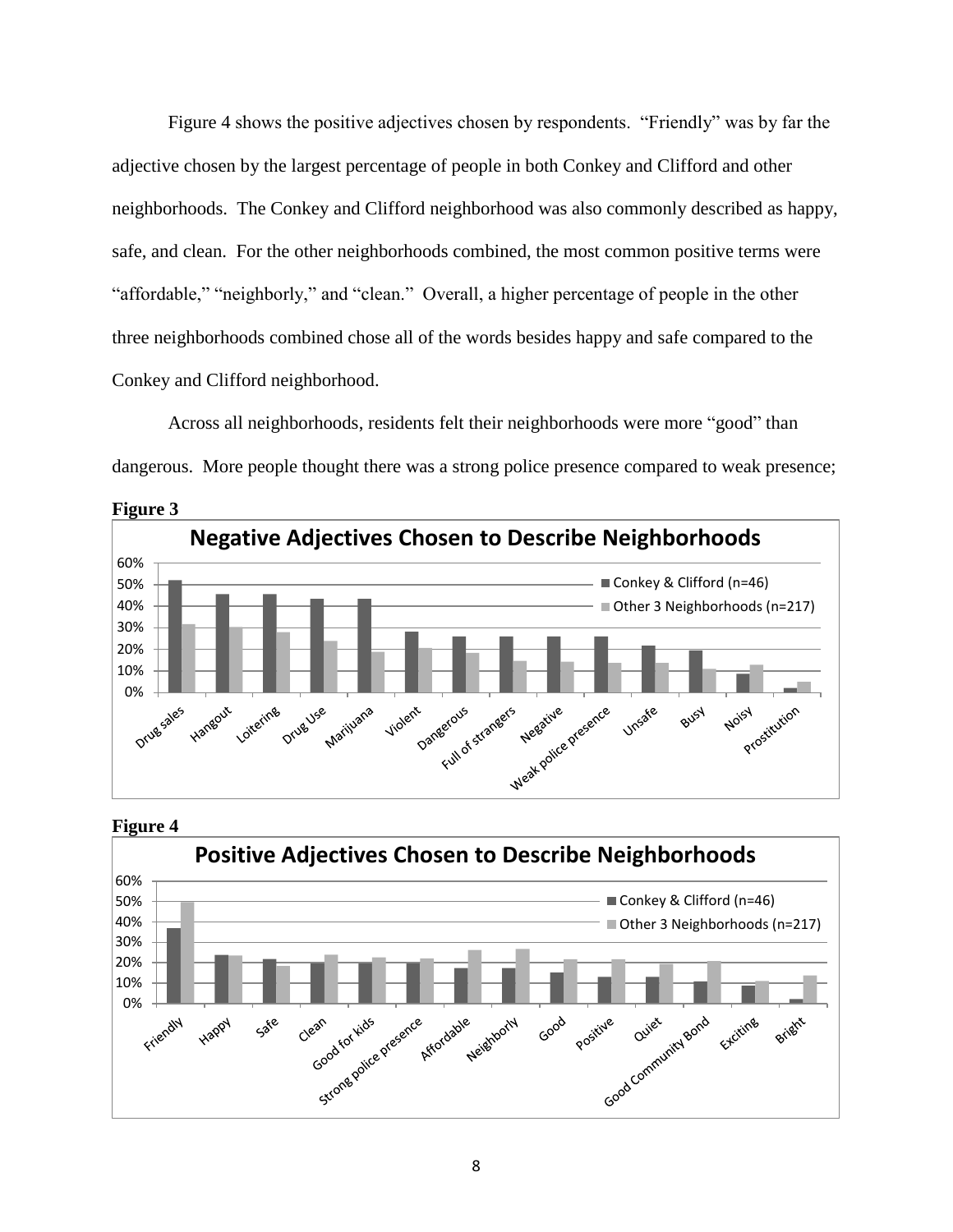Figure 4 shows the positive adjectives chosen by respondents. "Friendly" was by far the adjective chosen by the largest percentage of people in both Conkey and Clifford and other neighborhoods. The Conkey and Clifford neighborhood was also commonly described as happy, safe, and clean. For the other neighborhoods combined, the most common positive terms were "affordable," "neighborly," and "clean." Overall, a higher percentage of people in the other three neighborhoods combined chose all of the words besides happy and safe compared to the Conkey and Clifford neighborhood.

Across all neighborhoods, residents felt their neighborhoods were more "good" than dangerous. More people thought there was a strong police presence compared to weak presence;

**Figure 3**

**Negative Adjectives Chosen to Describe Neighborhoods**

**Figure 4**

**Positive Adjectives Chosen to Describe Neighborhoods**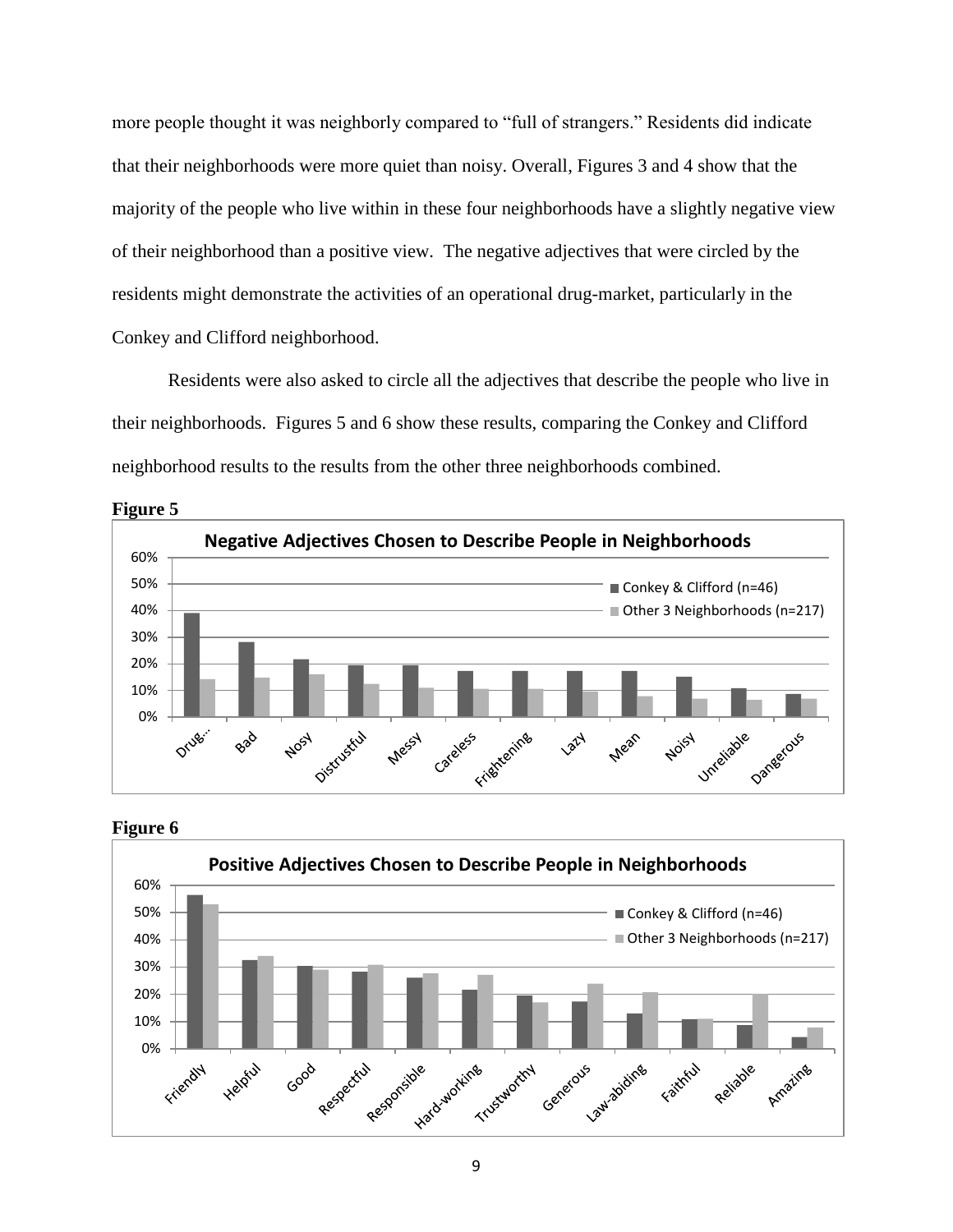more people thought it was neighborly compared to "full of strangers." Residents did indicate that their neighborhoods were more quiet than noisy. Overall, Figures 3 and 4 show that the majority of the people who live within in these four neighborhoods have a slightly negative view of their neighborhood than a positive view. The negative adjectives that were circled by the residents might demonstrate the activities of an operational drug-market, particularly in the Conkey and Clifford neighborhood.

Residents were also asked to circle all the adjectives that describe the people who live in their neighborhoods. Figures 5 and 6 show these results, comparing the Conkey and Clifford neighborhood results to the results from the other three neighborhoods combined.

**Figure 5**

**Figure 6**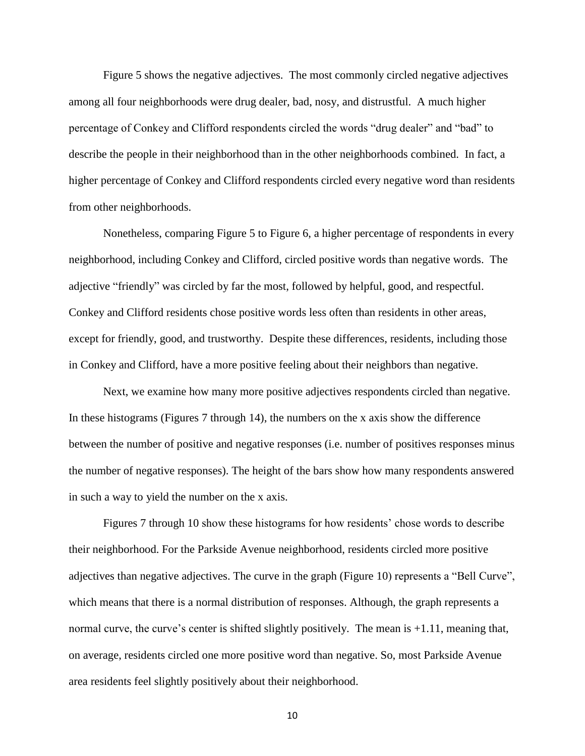Figure 5 shows the negative adjectives. The most commonly circled negative adjectives among all four neighborhoods were drug dealer, bad, nosy, and distrustful. A much higher percentage of Conkey and Clifford respondents circled the words "drug dealer" and "bad" to describe the people in their neighborhood than in the other neighborhoods combined. In fact, a higher percentage of Conkey and Clifford respondents circled every negative word than residents from other neighborhoods.

Nonetheless, comparing Figure 5 to Figure 6, a higher percentage of respondents in every neighborhood, including Conkey and Clifford, circled positive words than negative words. The adjective "friendly" was circled by far the most, followed by helpful, good, and respectful. Conkey and Clifford residents chose positive words less often than residents in other areas, except for friendly, good, and trustworthy. Despite these differences, residents, including those in Conkey and Clifford, have a more positive feeling about their neighbors than negative.

Next, we examine how many more positive adjectives respondents circled than negative. In these histograms (Figures 7 through 14), the numbers on the x axis show the difference between the number of positive and negative responses (i.e. number of positives responses minus the number of negative responses). The height of the bars show how many respondents answered in such a way to yield the number on the x axis.

Figures 7 through 10 show these histograms for how residents' chose words to describe their neighborhood. For the Parkside Avenue neighborhood, residents circled more positive adjectives than negative adjectives. The curve in the graph (Figure 10) represents a "Bell Curve", which means that there is a normal distribution of responses. Although, the graph represents a normal curve, the curve's center is shifted slightly positively. The mean is +1.11, meaning that, on average, residents circled one more positive word than negative. So, most Parkside Avenue area residents feel slightly positively about their neighborhood.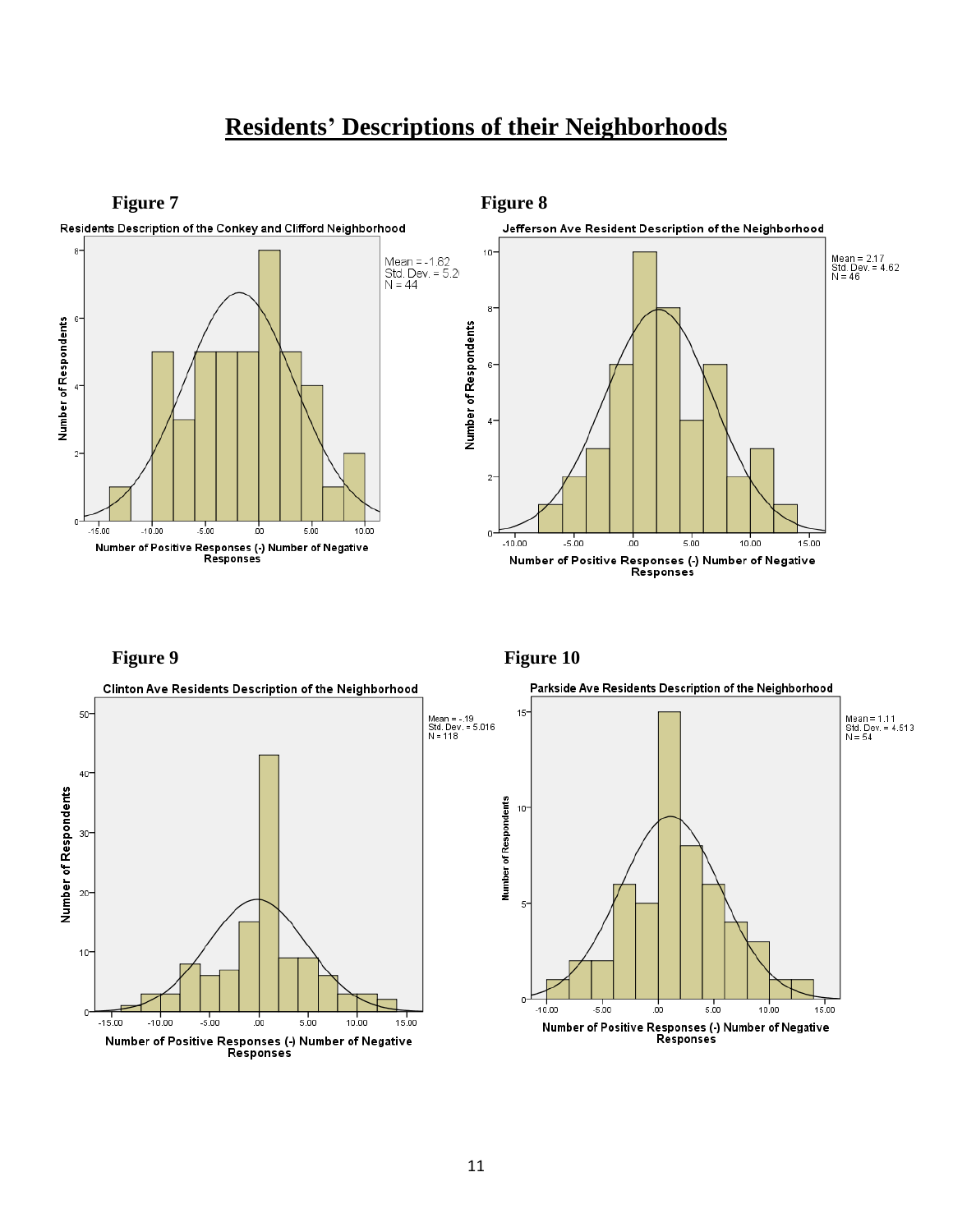# Residents' Descriptions of their Neighborhoods

**Figure 7**

Residents Description of the Conkey and Clifford Neighborhood

Mean = -1.62
Std. Dev. = 5.2
N = 44

Number of Respondents

Number of Positive Responses (-) Number of Negative Responses

**Figure 8**

Jefferson Ave Resident Description of the Neighborhood

Mean = 2.17
Std. Dev. = 4.62
N = 46

Number of Respondents

Number of Positive Responses (-) Number of Negative Responses

**Figure 9**

Clinton Ave Residents Description of the Neighborhood

Mean = -.19
Std. Dev. = 5.016
N = 118

Number of Respondents

Number of Positive Responses (-) Number of Negative Responses

**Figure 10**

Parkside Ave Residents Description of the Neighborhood

Mean = 1.11
Std. Dev. = 4.513
N = 54

Number of Respondents

Number of Positive Responses (-) Number of Negative Responses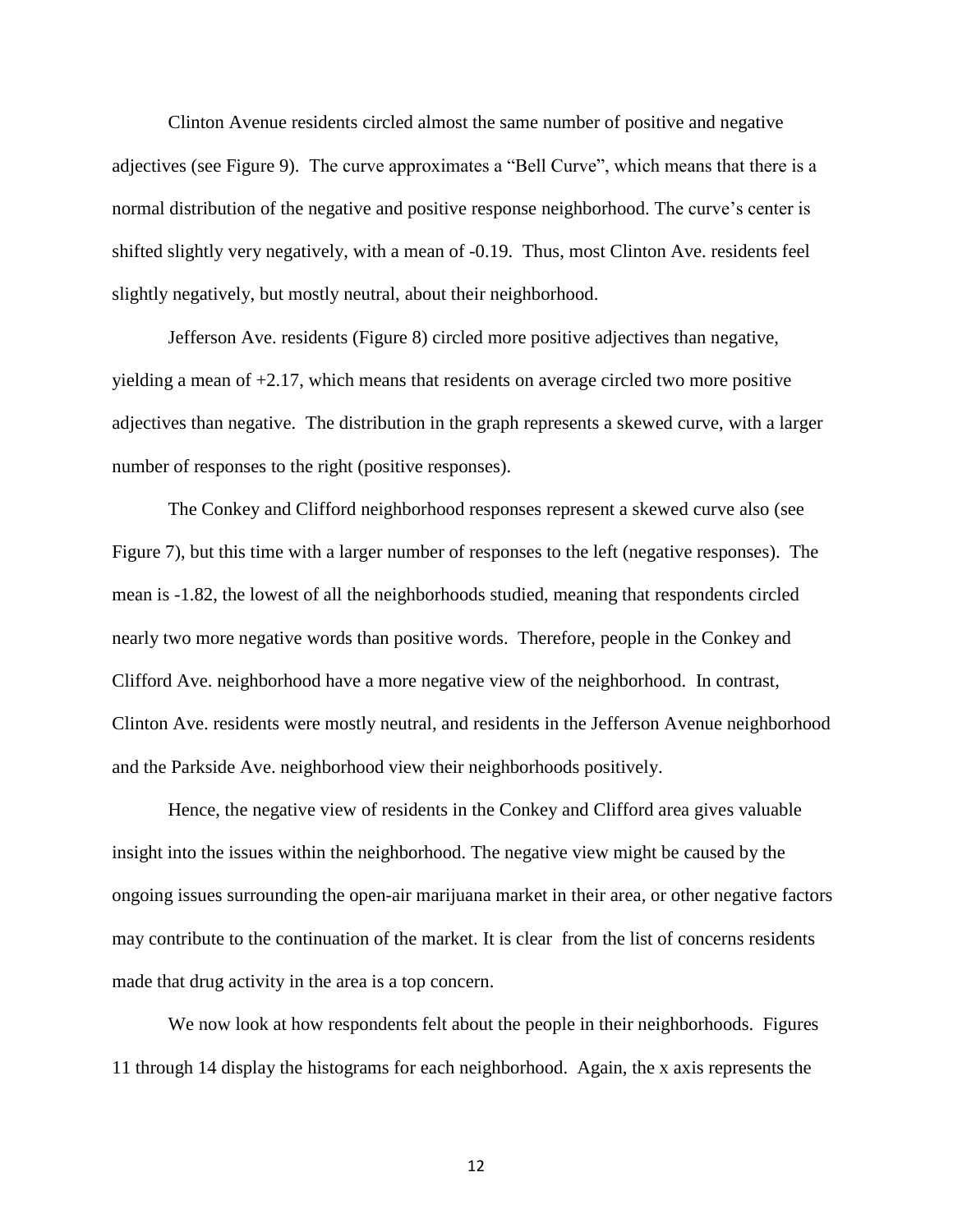Clinton Avenue residents circled almost the same number of positive and negative adjectives (see Figure 9). The curve approximates a "Bell Curve", which means that there is a normal distribution of the negative and positive response neighborhood. The curve's center is shifted slightly very negatively, with a mean of -0.19. Thus, most Clinton Ave. residents feel slightly negatively, but mostly neutral, about their neighborhood.

Jefferson Ave. residents (Figure 8) circled more positive adjectives than negative, yielding a mean of +2.17, which means that residents on average circled two more positive adjectives than negative. The distribution in the graph represents a skewed curve, with a larger number of responses to the right (positive responses).

The Conkey and Clifford neighborhood responses represent a skewed curve also (see Figure 7), but this time with a larger number of responses to the left (negative responses). The mean is -1.82, the lowest of all the neighborhoods studied, meaning that respondents circled nearly two more negative words than positive words. Therefore, people in the Conkey and Clifford Ave. neighborhood have a more negative view of the neighborhood. In contrast, Clinton Ave. residents were mostly neutral, and residents in the Jefferson Avenue neighborhood and the Parkside Ave. neighborhood view their neighborhoods positively.

Hence, the negative view of residents in the Conkey and Clifford area gives valuable insight into the issues within the neighborhood. The negative view might be caused by the ongoing issues surrounding the open-air marijuana market in their area, or other negative factors may contribute to the continuation of the market. It is clear from the list of concerns residents made that drug activity in the area is a top concern.

We now look at how respondents felt about the people in their neighborhoods. Figures 11 through 14 display the histograms for each neighborhood. Again, the x axis represents the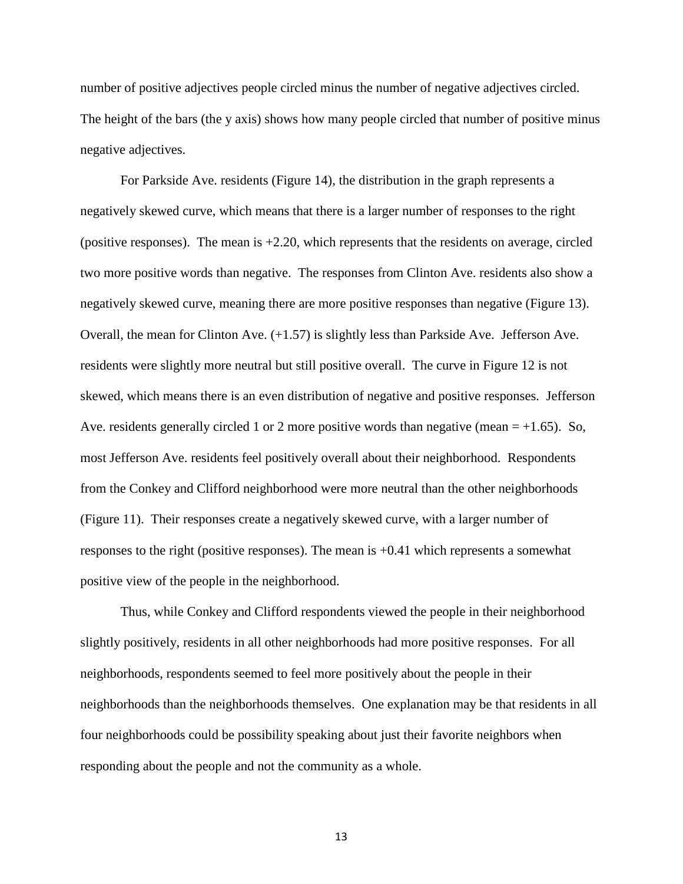number of positive adjectives people circled minus the number of negative adjectives circled. The height of the bars (the y axis) shows how many people circled that number of positive minus negative adjectives.

For Parkside Ave. residents (Figure 14), the distribution in the graph represents a negatively skewed curve, which means that there is a larger number of responses to the right (positive responses). The mean is +2.20, which represents that the residents on average, circled two more positive words than negative. The responses from Clinton Ave. residents also show a negatively skewed curve, meaning there are more positive responses than negative (Figure 13). Overall, the mean for Clinton Ave. (+1.57) is slightly less than Parkside Ave. Jefferson Ave. residents were slightly more neutral but still positive overall. The curve in Figure 12 is not skewed, which means there is an even distribution of negative and positive responses. Jefferson Ave. residents generally circled 1 or 2 more positive words than negative (mean = +1.65). So, most Jefferson Ave. residents feel positively overall about their neighborhood. Respondents from the Conkey and Clifford neighborhood were more neutral than the other neighborhoods (Figure 11). Their responses create a negatively skewed curve, with a larger number of responses to the right (positive responses). The mean is +0.41 which represents a somewhat positive view of the people in the neighborhood.

Thus, while Conkey and Clifford respondents viewed the people in their neighborhood slightly positively, residents in all other neighborhoods had more positive responses. For all neighborhoods, respondents seemed to feel more positively about the people in their neighborhoods than the neighborhoods themselves. One explanation may be that residents in all four neighborhoods could be possibility speaking about just their favorite neighbors when responding about the people and not the community as a whole.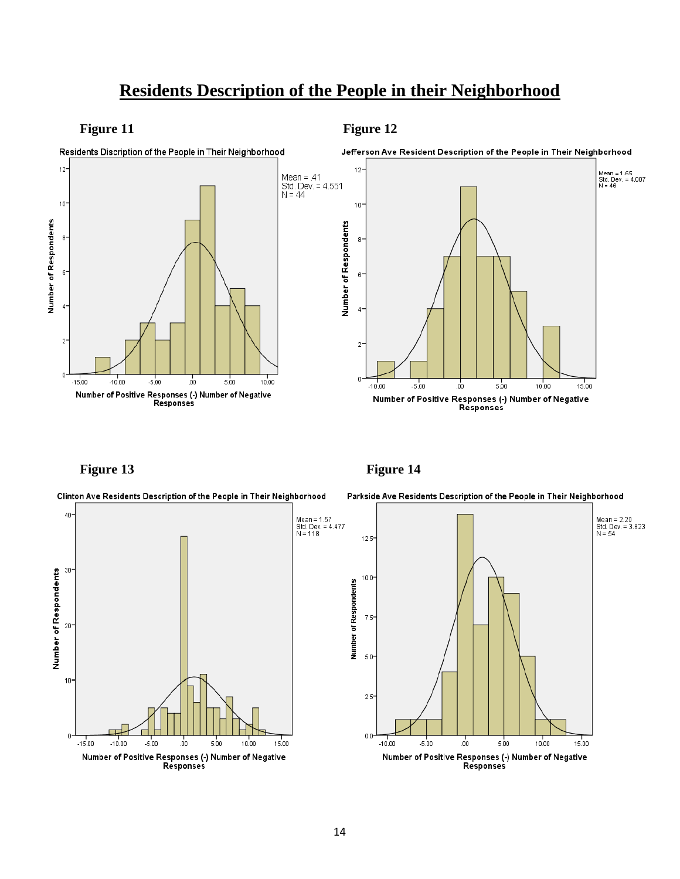# Residents Description of the People in their Neighborhood

**Figure 11**

Residents Discription of the People in Their Neighborhood

Mean = .41
Std. Dev. = 4.551
N = 44

Number of Respondents

Number of Positive Responses (-) Number of Negative Responses

**Figure 12**

Jefferson Ave Resident Description of the People in Their Neighborhood

Mean = 1.65
Std. Dev. = 4.007
N = 46

Number of Respondents

Number of Positive Responses (-) Number of Negative Responses

**Figure 13**

Clinton Ave Residents Description of the People in Their Neighborhood

Mean = 1.57
Std. Dev. = 4.477
N = 118

Number of Respondents

Number of Positive Responses (-) Number of Negative Responses

**Figure 14**

Parkside Ave Residents Description of the People in Their Neighborhood

Mean = 2.20
Std. Dev. = 3.823
N = 54

Number of Respondents

Number of Positive Responses (-) Number of Negative Responses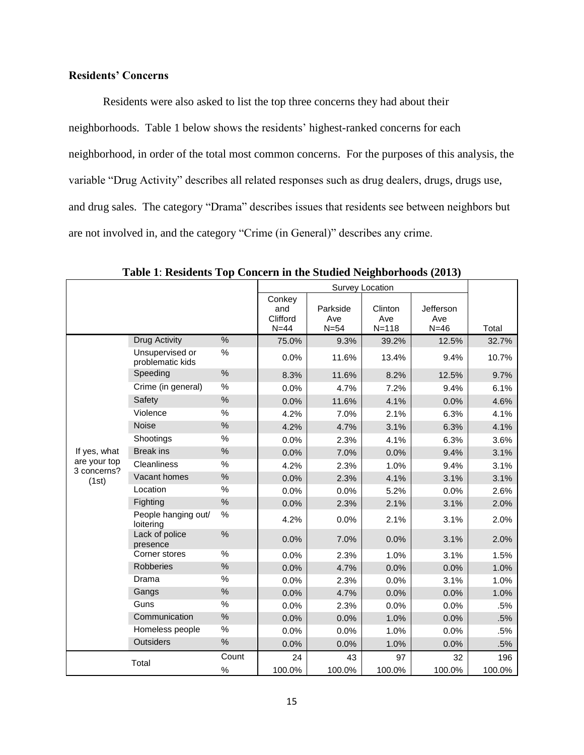### Residents' Concerns

Residents were also asked to list the top three concerns they had about their neighborhoods. Table 1 below shows the residents' highest-ranked concerns for each neighborhood, in order of the total most common concerns. For the purposes of this analysis, the variable "Drug Activity" describes all related responses such as drug dealers, drugs, drugs use, and drug sales. The category "Drama" describes issues that residents see between neighbors but are not involved in, and the category "Crime (in General)" describes any crime.

**Table 1**: **Residents Top Concern in the Studied Neighborhoods (2013)**

| | | | Survey Location | | | | |
|---|---|---|---|---|---|---|---|
| | | | Conkey and Clifford N=44 | Parkside Ave N=54 | Clinton Ave N=118 | Jefferson Ave N=46 | Total |
| If yes, what are your top 3 concerns? (1st) | Drug Activity | % | 75.0% | 9.3% | 39.2% | 12.5% | 32.7% |
| | Unsupervised or problematic kids | % | 0.0% | 11.6% | 13.4% | 9.4% | 10.7% |
| | Speeding | % | 8.3% | 11.6% | 8.2% | 12.5% | 9.7% |
| | Crime (in general) | % | 0.0% | 4.7% | 7.2% | 9.4% | 6.1% |
| | Safety | % | 0.0% | 11.6% | 4.1% | 0.0% | 4.6% |
| | Violence | % | 4.2% | 7.0% | 2.1% | 6.3% | 4.1% |
| | Noise | % | 4.2% | 4.7% | 3.1% | 6.3% | 4.1% |
| | Shootings | % | 0.0% | 2.3% | 4.1% | 6.3% | 3.6% |
| | Break ins | % | 0.0% | 7.0% | 0.0% | 9.4% | 3.1% |
| | Cleanliness | % | 4.2% | 2.3% | 1.0% | 9.4% | 3.1% |
| | Vacant homes | % | 0.0% | 2.3% | 4.1% | 3.1% | 3.1% |
| | Location | % | 0.0% | 0.0% | 5.2% | 0.0% | 2.6% |
| | Fighting | % | 0.0% | 2.3% | 2.1% | 3.1% | 2.0% |
| | People hanging out/ loitering | % | 4.2% | 0.0% | 2.1% | 3.1% | 2.0% |
| | Lack of police presence | % | 0.0% | 7.0% | 0.0% | 3.1% | 2.0% |
| | Corner stores | % | 0.0% | 2.3% | 1.0% | 3.1% | 1.5% |
| | Robberies | % | 0.0% | 4.7% | 0.0% | 0.0% | 1.0% |
| | Drama | % | 0.0% | 2.3% | 0.0% | 3.1% | 1.0% |
| | Gangs | % | 0.0% | 4.7% | 0.0% | 0.0% | 1.0% |
| | Guns | % | 0.0% | 2.3% | 0.0% | 0.0% | .5% |
| | Communication | % | 0.0% | 0.0% | 1.0% | 0.0% | .5% |
| | Homeless people | % | 0.0% | 0.0% | 1.0% | 0.0% | .5% |
| | Outsiders | % | 0.0% | 0.0% | 1.0% | 0.0% | .5% |
| Total | | Count | 24 | 43 | 97 | 32 | 196 |
| | | % | 100.0% | 100.0% | 100.0% | 100.0% | 100.0% |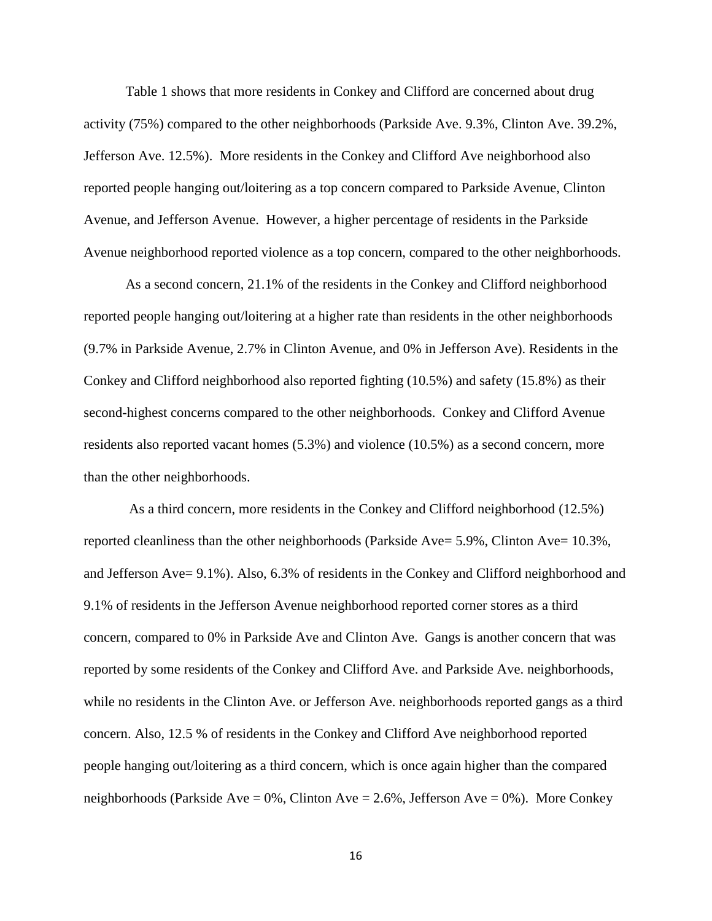Table 1 shows that more residents in Conkey and Clifford are concerned about drug activity (75%) compared to the other neighborhoods (Parkside Ave. 9.3%, Clinton Ave. 39.2%, Jefferson Ave. 12.5%). More residents in the Conkey and Clifford Ave neighborhood also reported people hanging out/loitering as a top concern compared to Parkside Avenue, Clinton Avenue, and Jefferson Avenue. However, a higher percentage of residents in the Parkside Avenue neighborhood reported violence as a top concern, compared to the other neighborhoods.

As a second concern, 21.1% of the residents in the Conkey and Clifford neighborhood reported people hanging out/loitering at a higher rate than residents in the other neighborhoods (9.7% in Parkside Avenue, 2.7% in Clinton Avenue, and 0% in Jefferson Ave). Residents in the Conkey and Clifford neighborhood also reported fighting (10.5%) and safety (15.8%) as their second-highest concerns compared to the other neighborhoods. Conkey and Clifford Avenue residents also reported vacant homes (5.3%) and violence (10.5%) as a second concern, more than the other neighborhoods.

As a third concern, more residents in the Conkey and Clifford neighborhood (12.5%) reported cleanliness than the other neighborhoods (Parkside Ave= 5.9%, Clinton Ave= 10.3%, and Jefferson Ave= 9.1%). Also, 6.3% of residents in the Conkey and Clifford neighborhood and 9.1% of residents in the Jefferson Avenue neighborhood reported corner stores as a third concern, compared to 0% in Parkside Ave and Clinton Ave. Gangs is another concern that was reported by some residents of the Conkey and Clifford Ave. and Parkside Ave. neighborhoods, while no residents in the Clinton Ave. or Jefferson Ave. neighborhoods reported gangs as a third concern. Also, 12.5 % of residents in the Conkey and Clifford Ave neighborhood reported people hanging out/loitering as a third concern, which is once again higher than the compared neighborhoods (Parkside Ave = 0%, Clinton Ave = 2.6%, Jefferson Ave = 0%). More Conkey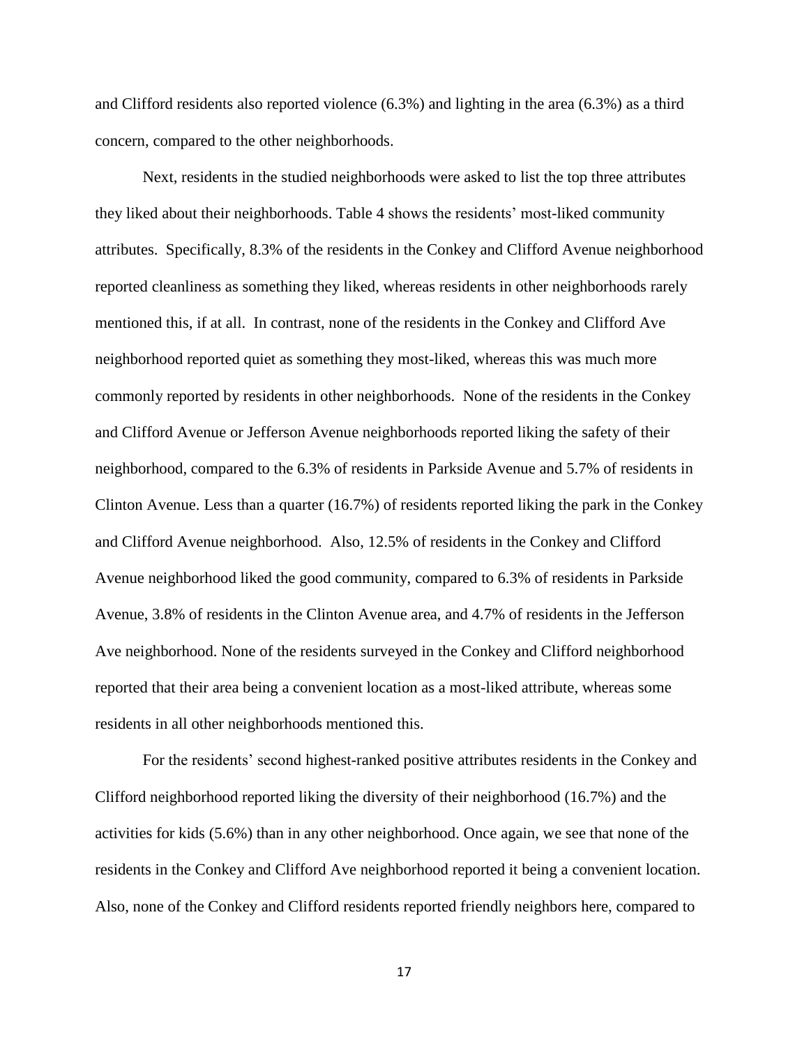and Clifford residents also reported violence (6.3%) and lighting in the area (6.3%) as a third concern, compared to the other neighborhoods.

Next, residents in the studied neighborhoods were asked to list the top three attributes they liked about their neighborhoods. Table 4 shows the residents' most-liked community attributes. Specifically, 8.3% of the residents in the Conkey and Clifford Avenue neighborhood reported cleanliness as something they liked, whereas residents in other neighborhoods rarely mentioned this, if at all. In contrast, none of the residents in the Conkey and Clifford Ave neighborhood reported quiet as something they most-liked, whereas this was much more commonly reported by residents in other neighborhoods. None of the residents in the Conkey and Clifford Avenue or Jefferson Avenue neighborhoods reported liking the safety of their neighborhood, compared to the 6.3% of residents in Parkside Avenue and 5.7% of residents in Clinton Avenue. Less than a quarter (16.7%) of residents reported liking the park in the Conkey and Clifford Avenue neighborhood. Also, 12.5% of residents in the Conkey and Clifford Avenue neighborhood liked the good community, compared to 6.3% of residents in Parkside Avenue, 3.8% of residents in the Clinton Avenue area, and 4.7% of residents in the Jefferson Ave neighborhood. None of the residents surveyed in the Conkey and Clifford neighborhood reported that their area being a convenient location as a most-liked attribute, whereas some residents in all other neighborhoods mentioned this.

For the residents' second highest-ranked positive attributes residents in the Conkey and Clifford neighborhood reported liking the diversity of their neighborhood (16.7%) and the activities for kids (5.6%) than in any other neighborhood. Once again, we see that none of the residents in the Conkey and Clifford Ave neighborhood reported it being a convenient location. Also, none of the Conkey and Clifford residents reported friendly neighbors here, compared to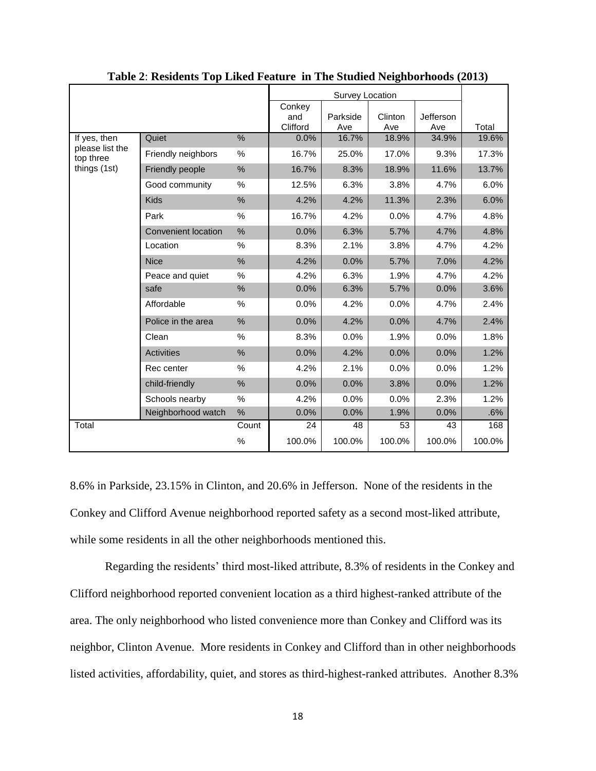**Table 2**: **Residents Top Liked Feature in The Studied Neighborhoods (2013)**

| | | | Survey Location | | | | |
|---|---|---|---|---|---|---|---|
| | | | Conkey and Clifford | Parkside Ave | Clinton Ave | Jefferson Ave | Total |
| If yes, then please list the top three things (1st) | Quiet | % | 0.0% | 16.7% | 18.9% | 34.9% | 19.6% |
| | Friendly neighbors | % | 16.7% | 25.0% | 17.0% | 9.3% | 17.3% |
| | Friendly people | % | 16.7% | 8.3% | 18.9% | 11.6% | 13.7% |
| | Good community | % | 12.5% | 6.3% | 3.8% | 4.7% | 6.0% |
| | Kids | % | 4.2% | 4.2% | 11.3% | 2.3% | 6.0% |
| | Park | % | 16.7% | 4.2% | 0.0% | 4.7% | 4.8% |
| | Convenient location | % | 0.0% | 6.3% | 5.7% | 4.7% | 4.8% |
| | Location | % | 8.3% | 2.1% | 3.8% | 4.7% | 4.2% |
| | Nice | % | 4.2% | 0.0% | 5.7% | 7.0% | 4.2% |
| | Peace and quiet | % | 4.2% | 6.3% | 1.9% | 4.7% | 4.2% |
| | safe | % | 0.0% | 6.3% | 5.7% | 0.0% | 3.6% |
| | Affordable | % | 0.0% | 4.2% | 0.0% | 4.7% | 2.4% |
| | Police in the area | % | 0.0% | 4.2% | 0.0% | 4.7% | 2.4% |
| | Clean | % | 8.3% | 0.0% | 1.9% | 0.0% | 1.8% |
| | Activities | % | 0.0% | 4.2% | 0.0% | 0.0% | 1.2% |
| | Rec center | % | 4.2% | 2.1% | 0.0% | 0.0% | 1.2% |
| | child-friendly | % | 0.0% | 0.0% | 3.8% | 0.0% | 1.2% |
| | Schools nearby | % | 4.2% | 0.0% | 0.0% | 2.3% | 1.2% |
| | Neighborhood watch | % | 0.0% | 0.0% | 1.9% | 0.0% | .6% |
| Total | | Count | 24 | 48 | 53 | 43 | 168 |
| | | % | 100.0% | 100.0% | 100.0% | 100.0% | 100.0% |

8.6% in Parkside, 23.15% in Clinton, and 20.6% in Jefferson. None of the residents in the Conkey and Clifford Avenue neighborhood reported safety as a second most-liked attribute, while some residents in all the other neighborhoods mentioned this.

Regarding the residents' third most-liked attribute, 8.3% of residents in the Conkey and Clifford neighborhood reported convenient location as a third highest-ranked attribute of the area. The only neighborhood who listed convenience more than Conkey and Clifford was its neighbor, Clinton Avenue. More residents in Conkey and Clifford than in other neighborhoods listed activities, affordability, quiet, and stores as third-highest-ranked attributes. Another 8.3%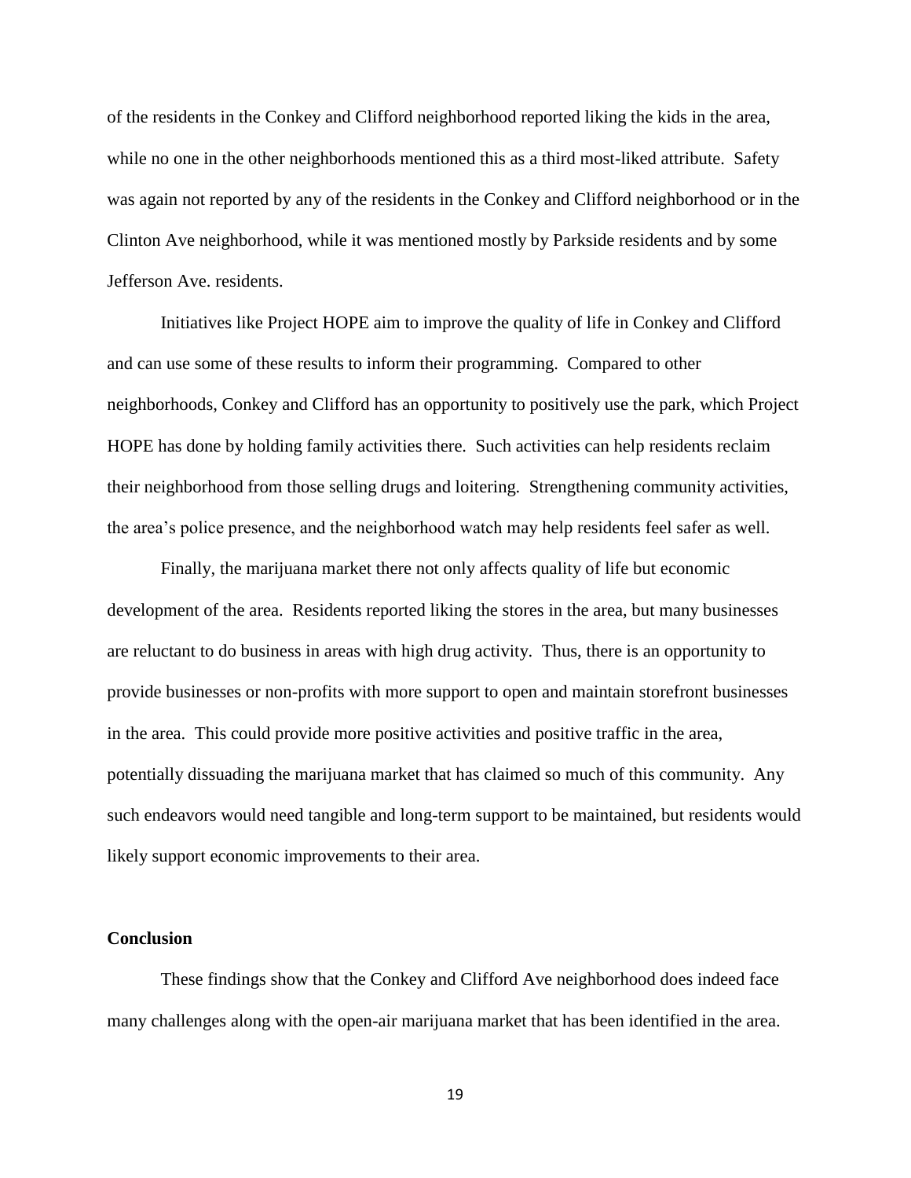of the residents in the Conkey and Clifford neighborhood reported liking the kids in the area, while no one in the other neighborhoods mentioned this as a third most-liked attribute. Safety was again not reported by any of the residents in the Conkey and Clifford neighborhood or in the Clinton Ave neighborhood, while it was mentioned mostly by Parkside residents and by some Jefferson Ave. residents.

Initiatives like Project HOPE aim to improve the quality of life in Conkey and Clifford and can use some of these results to inform their programming. Compared to other neighborhoods, Conkey and Clifford has an opportunity to positively use the park, which Project HOPE has done by holding family activities there. Such activities can help residents reclaim their neighborhood from those selling drugs and loitering. Strengthening community activities, the area's police presence, and the neighborhood watch may help residents feel safer as well.

Finally, the marijuana market there not only affects quality of life but economic development of the area. Residents reported liking the stores in the area, but many businesses are reluctant to do business in areas with high drug activity. Thus, there is an opportunity to provide businesses or non-profits with more support to open and maintain storefront businesses in the area. This could provide more positive activities and positive traffic in the area, potentially dissuading the marijuana market that has claimed so much of this community. Any such endeavors would need tangible and long-term support to be maintained, but residents would likely support economic improvements to their area.

## Conclusion

These findings show that the Conkey and Clifford Ave neighborhood does indeed face many challenges along with the open-air marijuana market that has been identified in the area.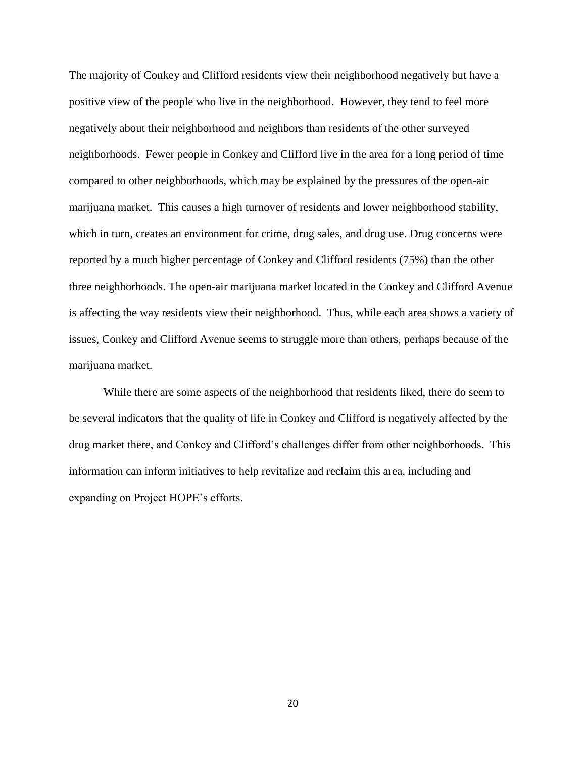The majority of Conkey and Clifford residents view their neighborhood negatively but have a positive view of the people who live in the neighborhood. However, they tend to feel more negatively about their neighborhood and neighbors than residents of the other surveyed neighborhoods. Fewer people in Conkey and Clifford live in the area for a long period of time compared to other neighborhoods, which may be explained by the pressures of the open-air marijuana market. This causes a high turnover of residents and lower neighborhood stability, which in turn, creates an environment for crime, drug sales, and drug use. Drug concerns were reported by a much higher percentage of Conkey and Clifford residents (75%) than the other three neighborhoods. The open-air marijuana market located in the Conkey and Clifford Avenue is affecting the way residents view their neighborhood. Thus, while each area shows a variety of issues, Conkey and Clifford Avenue seems to struggle more than others, perhaps because of the marijuana market.

While there are some aspects of the neighborhood that residents liked, there do seem to be several indicators that the quality of life in Conkey and Clifford is negatively affected by the drug market there, and Conkey and Clifford's challenges differ from other neighborhoods. This information can inform initiatives to help revitalize and reclaim this area, including and expanding on Project HOPE's efforts.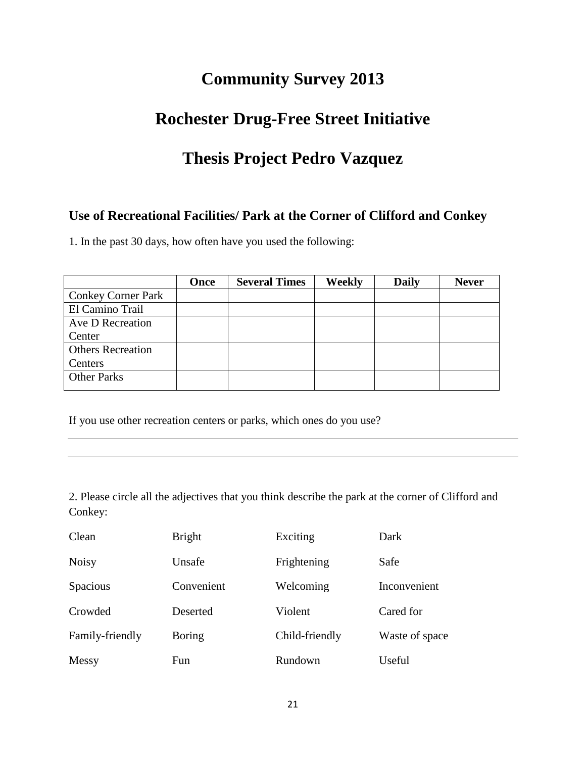# Community Survey 2013

# Rochester Drug-Free Street Initiative

# Thesis Project Pedro Vazquez

### Use of Recreational Facilities/ Park at the Corner of Clifford and Conkey

1. In the past 30 days, how often have you used the following:

| | Once | Several Times | Weekly | Daily | Never |
|---|---|---|---|---|---|
| Conkey Corner Park | | | | | |
| El Camino Trail | | | | | |
| Ave D Recreation Center | | | | | |
| Others Recreation Centers | | | | | |
| Other Parks | | | | | |

If you use other recreation centers or parks, which ones do you use?

______________________________________________________________________

______________________________________________________________________

2. Please circle all the adjectives that you think describe the park at the corner of Clifford and Conkey:

| | | | |
|---|---|---|---|
| Clean | Bright | Exciting | Dark |
| Noisy | Unsafe | Frightening | Safe |
| Spacious | Convenient | Welcoming | Inconvenient |
| Crowded | Deserted | Violent | Cared for |
| Family-friendly | Boring | Child-friendly | Waste of space |
| Messy | Fun | Rundown | Useful |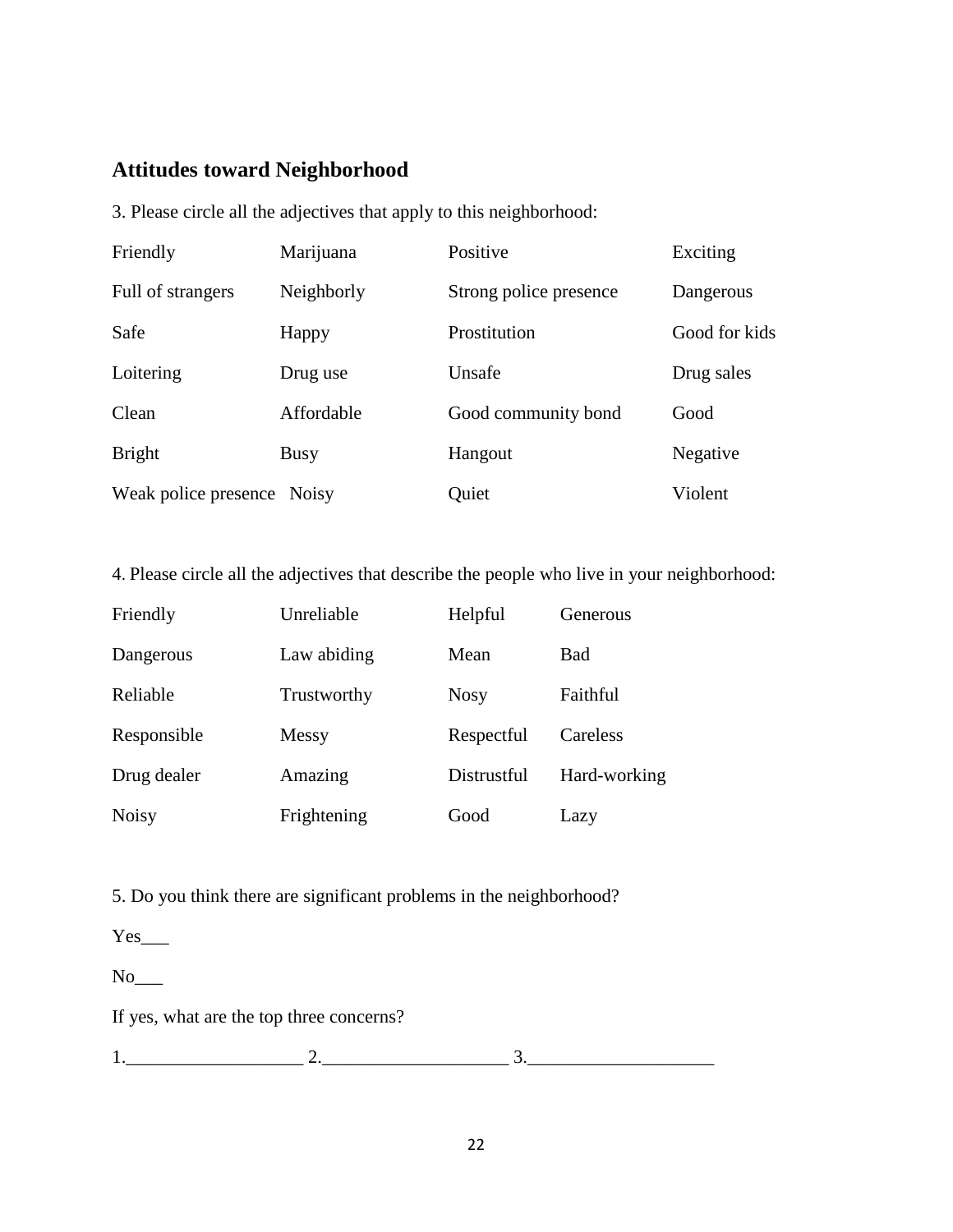## Attitudes toward Neighborhood

3. Please circle all the adjectives that apply to this neighborhood:

| | | | |
|---|---|---|---|
| Friendly | Marijuana | Positive | Exciting |
| Full of strangers | Neighborly | Strong police presence | Dangerous |
| Safe | Happy | Prostitution | Good for kids |
| Loitering | Drug use | Unsafe | Drug sales |
| Clean | Affordable | Good community bond | Good |
| Bright | Busy | Hangout | Negative |
| Weak police presence | Noisy | Quiet | Violent |

4. Please circle all the adjectives that describe the people who live in your neighborhood:

| | | | |
|---|---|---|---|
| Friendly | Unreliable | Helpful | Generous |
| Dangerous | Law abiding | Mean | Bad |
| Reliable | Trustworthy | Nosy | Faithful |
| Responsible | Messy | Respectful | Careless |
| Drug dealer | Amazing | Distrustful | Hard-working |
| Noisy | Frightening | Good | Lazy |

5. Do you think there are significant problems in the neighborhood?

Yes___

No___

If yes, what are the top three concerns?

1.___________________ 2.____________________ 3.____________________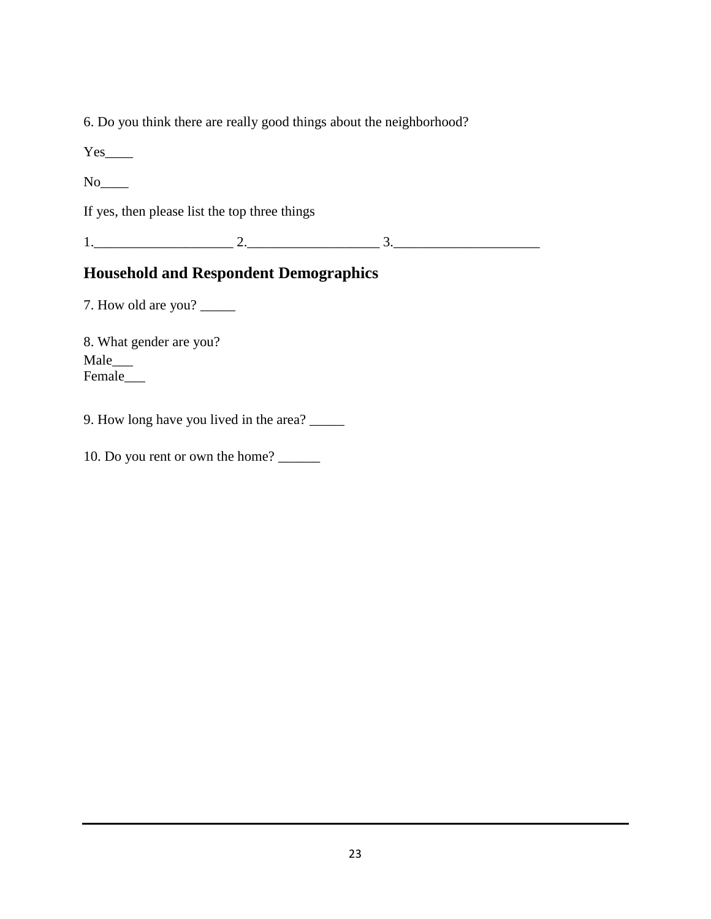6. Do you think there are really good things about the neighborhood?

Yes____

No____

If yes, then please list the top three things

1.____________________ 2.___________________ 3._____________________

## Household and Respondent Demographics

7. How old are you? _____

8. What gender are you?
Male___
Female___

9. How long have you lived in the area? _____

10. Do you rent or own the home? ______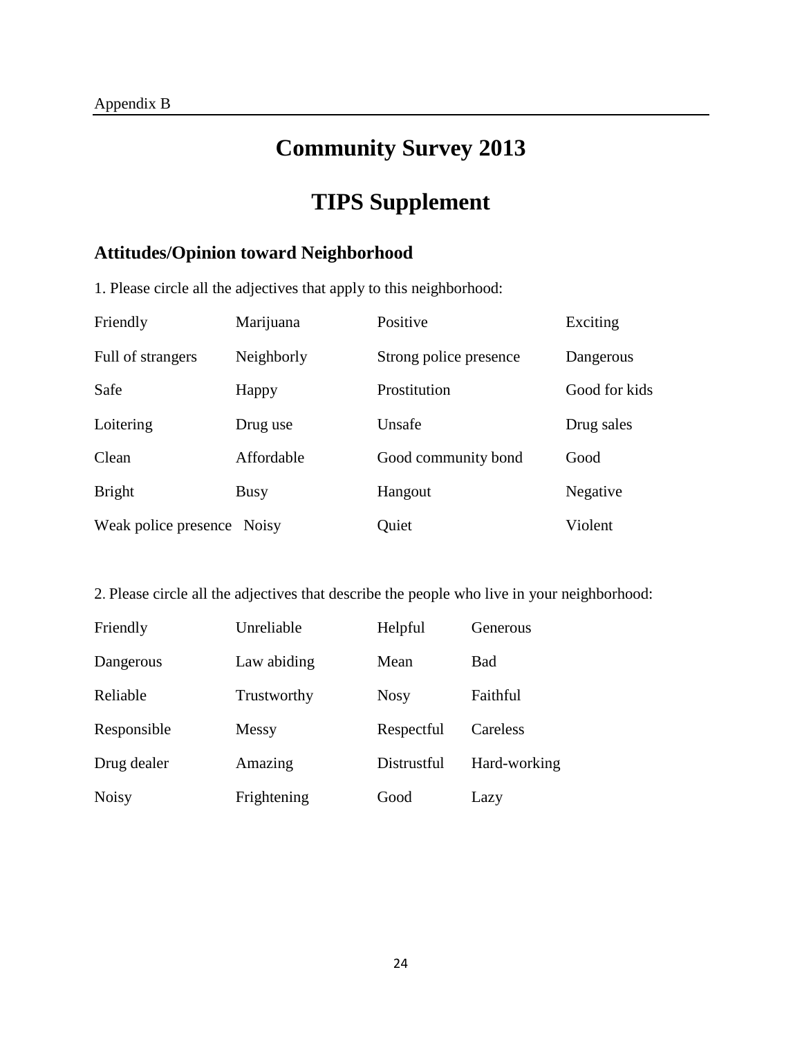Appendix B

# Community Survey 2013

# TIPS Supplement

## Attitudes/Opinion toward Neighborhood

1. Please circle all the adjectives that apply to this neighborhood:

| | | | |
|---|---|---|---|
| Friendly | Marijuana | Positive | Exciting |
| Full of strangers | Neighborly | Strong police presence | Dangerous |
| Safe | Happy | Prostitution | Good for kids |
| Loitering | Drug use | Unsafe | Drug sales |
| Clean | Affordable | Good community bond | Good |
| Bright | Busy | Hangout | Negative |
| Weak police presence | Noisy | Quiet | Violent |

2. Please circle all the adjectives that describe the people who live in your neighborhood:

| | | | |
|---|---|---|---|
| Friendly | Unreliable | Helpful | Generous |
| Dangerous | Law abiding | Mean | Bad |
| Reliable | Trustworthy | Nosy | Faithful |
| Responsible | Messy | Respectful | Careless |
| Drug dealer | Amazing | Distrustful | Hard-working |
| Noisy | Frightening | Good | Lazy |